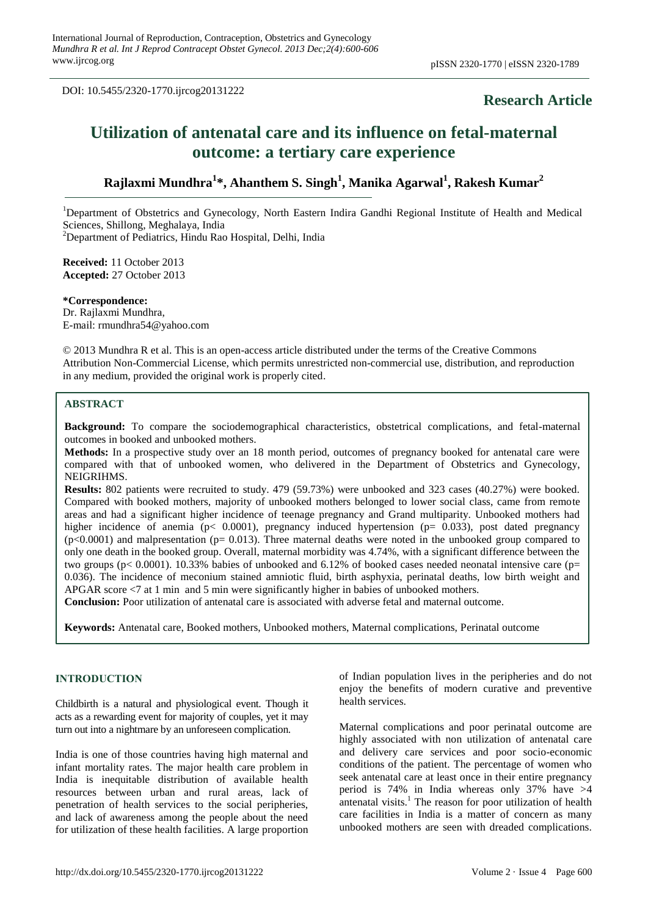DOI: 10.5455/2320-1770.ijrcog20131222

**Research Article**

# Utilization of antenatal care and its influence on fetal-maternal outcome: a tertiary care experience

**Rajlaxmi Mundhra[1]*, Ahanthem S. Singh[1], Manika Agarwal[1], Rakesh Kumar[2]**

[1]Department of Obstetrics and Gynecology, North Eastern Indira Gandhi Regional Institute of Health and Medical Sciences, Shillong, Meghalaya, India

[2]Department of Pediatrics, Hindu Rao Hospital, Delhi, India

**Received:** 11 October 2013
**Accepted:** 27 October 2013

**\*Correspondence:**
Dr. Rajlaxmi Mundhra,
E-mail: rmundhra54@yahoo.com

© 2013 Mundhra R et al. This is an open-access article distributed under the terms of the Creative Commons Attribution Non-Commercial License, which permits unrestricted non-commercial use, distribution, and reproduction in any medium, provided the original work is properly cited.

## ABSTRACT

**Background:** To compare the sociodemographical characteristics, obstetrical complications, and fetal-maternal outcomes in booked and unbooked mothers.

**Methods:** In a prospective study over an 18 month period, outcomes of pregnancy booked for antenatal care were compared with that of unbooked women, who delivered in the Department of Obstetrics and Gynecology, NEIGRIHMS.

**Results:** 802 patients were recruited to study. 479 (59.73%) were unbooked and 323 cases (40.27%) were booked. Compared with booked mothers, majority of unbooked mothers belonged to lower social class, came from remote areas and had a significant higher incidence of teenage pregnancy and Grand multiparity. Unbooked mothers had higher incidence of anemia ($p < 0.0001$), pregnancy induced hypertension ($p = 0.033$), post dated pregnancy ($p < 0.0001$) and malpresentation ($p = 0.013$). Three maternal deaths were noted in the unbooked group compared to only one death in the booked group. Overall, maternal morbidity was 4.74%, with a significant difference between the two groups ($p < 0.0001$). 10.33% babies of unbooked and 6.12% of booked cases needed neonatal intensive care ($p = 0.036$). The incidence of meconium stained amniotic fluid, birth asphyxia, perinatal deaths, low birth weight and APGAR score <7 at 1 min and 5 min were significantly higher in babies of unbooked mothers.

**Conclusion:** Poor utilization of antenatal care is associated with adverse fetal and maternal outcome.

**Keywords:** Antenatal care, Booked mothers, Unbooked mothers, Maternal complications, Perinatal outcome

## INTRODUCTION

Childbirth is a natural and physiological event. Though it acts as a rewarding event for majority of couples, yet it may turn out into a nightmare by an unforeseen complication.

India is one of those countries having high maternal and infant mortality rates. The major health care problem in India is inequitable distribution of available health resources between urban and rural areas, lack of penetration of health services to the social peripheries, and lack of awareness among the people about the need for utilization of these health facilities. A large proportion of Indian population lives in the peripheries and do not enjoy the benefits of modern curative and preventive health services.

Maternal complications and poor perinatal outcome are highly associated with non utilization of antenatal care and delivery care services and poor socio-economic conditions of the patient. The percentage of women who seek antenatal care at least once in their entire pregnancy period is 74% in India whereas only 37% have >4 antenatal visits.[1] The reason for poor utilization of health care facilities in India is a matter of concern as many unbooked mothers are seen with dreaded complications.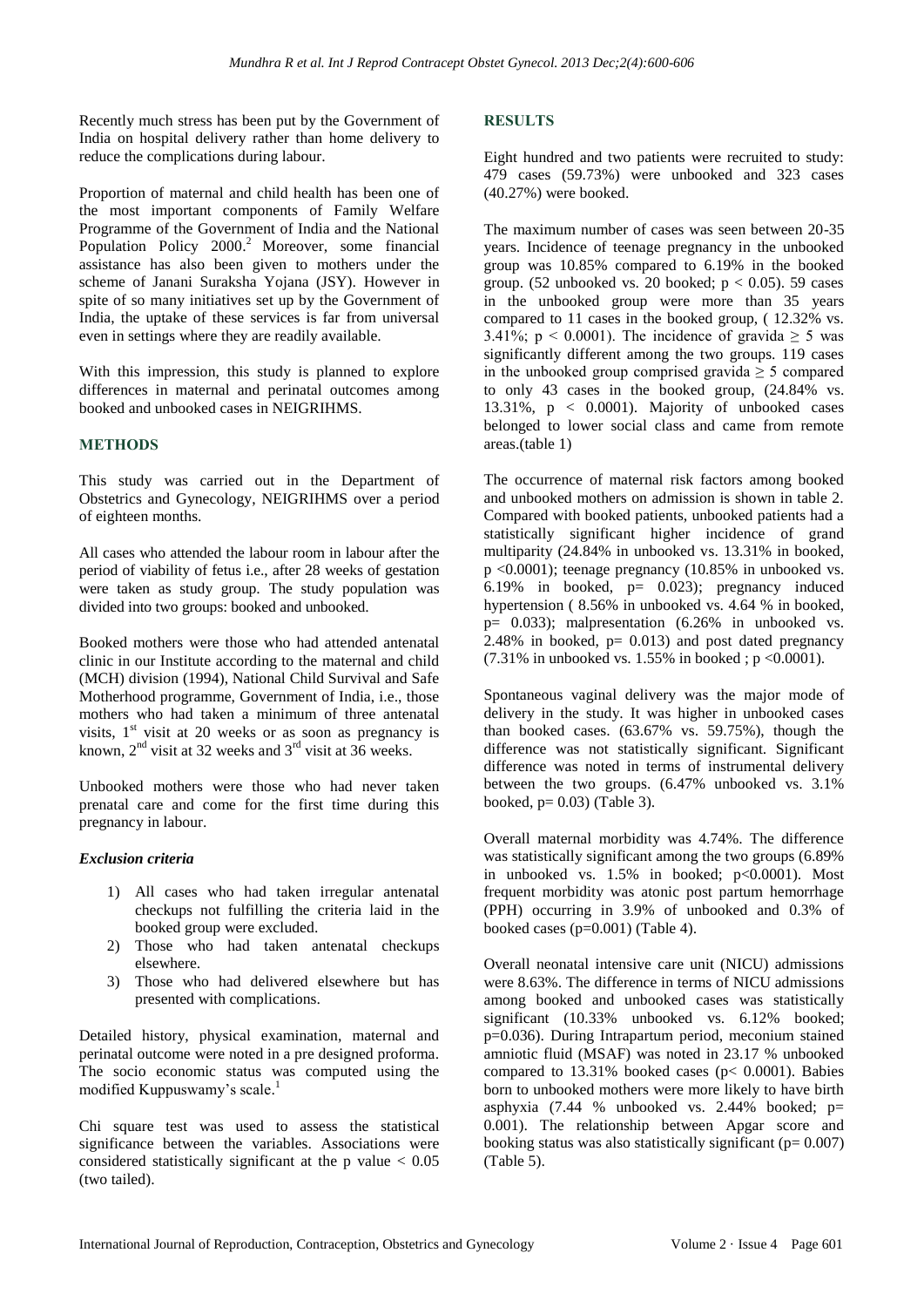Recently much stress has been put by the Government of India on hospital delivery rather than home delivery to reduce the complications during labour.

Proportion of maternal and child health has been one of the most important components of Family Welfare Programme of the Government of India and the National Population Policy 2000.[2] Moreover, some financial assistance has also been given to mothers under the scheme of Janani Suraksha Yojana (JSY). However in spite of so many initiatives set up by the Government of India, the uptake of these services is far from universal even in settings where they are readily available.

With this impression, this study is planned to explore differences in maternal and perinatal outcomes among booked and unbooked cases in NEIGRIHMS.

## METHODS

This study was carried out in the Department of Obstetrics and Gynecology, NEIGRIHMS over a period of eighteen months.

All cases who attended the labour room in labour after the period of viability of fetus i.e., after 28 weeks of gestation were taken as study group. The study population was divided into two groups: booked and unbooked.

Booked mothers were those who had attended antenatal clinic in our Institute according to the maternal and child (MCH) division (1994), National Child Survival and Safe Motherhood programme, Government of India, i.e., those mothers who had taken a minimum of three antenatal visits, 1st visit at 20 weeks or as soon as pregnancy is known, 2nd visit at 32 weeks and 3rd visit at 36 weeks.

Unbooked mothers were those who had never taken prenatal care and come for the first time during this pregnancy in labour.

### *Exclusion criteria*

1) All cases who had taken irregular antenatal checkups not fulfilling the criteria laid in the booked group were excluded.
2) Those who had taken antenatal checkups elsewhere.
3) Those who had delivered elsewhere but has presented with complications.

Detailed history, physical examination, maternal and perinatal outcome were noted in a pre designed proforma. The socio economic status was computed using the modified Kuppuswamy's scale.[1]

Chi square test was used to assess the statistical significance between the variables. Associations were considered statistically significant at the p value $< 0.05$ (two tailed).

## RESULTS

Eight hundred and two patients were recruited to study: 479 cases (59.73%) were unbooked and 323 cases (40.27%) were booked.

The maximum number of cases was seen between 20-35 years. Incidence of teenage pregnancy in the unbooked group was 10.85% compared to 6.19% in the booked group. (52 unbooked vs. 20 booked; $p < 0.05$). 59 cases in the unbooked group were more than 35 years compared to 11 cases in the booked group, ( 12.32% vs. 3.41%; $p < 0.0001$). The incidence of gravida $\geq 5$ was significantly different among the two groups. 119 cases in the unbooked group comprised gravida $\geq 5$ compared to only 43 cases in the booked group, (24.84% vs. 13.31%, $p < 0.0001$). Majority of unbooked cases belonged to lower social class and came from remote areas.(table 1)

The occurrence of maternal risk factors among booked and unbooked mothers on admission is shown in table 2. Compared with booked patients, unbooked patients had a statistically significant higher incidence of grand multiparity (24.84% in unbooked vs. 13.31% in booked, $p < 0.0001$); teenage pregnancy (10.85% in unbooked vs. 6.19% in booked, $p = 0.023$); pregnancy induced hypertension ( 8.56% in unbooked vs. 4.64 % in booked, $p = 0.033$); malpresentation (6.26% in unbooked vs. 2.48% in booked, $p = 0.013$) and post dated pregnancy (7.31% in unbooked vs. 1.55% in booked ; $p < 0.0001$).

Spontaneous vaginal delivery was the major mode of delivery in the study. It was higher in unbooked cases than booked cases. (63.67% vs. 59.75%), though the difference was not statistically significant. Significant difference was noted in terms of instrumental delivery between the two groups. (6.47% unbooked vs. 3.1% booked, $p = 0.03$) (Table 3).

Overall maternal morbidity was 4.74%. The difference was statistically significant among the two groups (6.89% in unbooked vs. 1.5% in booked; $p < 0.0001$). Most frequent morbidity was atonic post partum hemorrhage (PPH) occurring in 3.9% of unbooked and 0.3% of booked cases ($p = 0.001$) (Table 4).

Overall neonatal intensive care unit (NICU) admissions were 8.63%. The difference in terms of NICU admissions among booked and unbooked cases was statistically significant (10.33% unbooked vs. 6.12% booked; $p = 0.036$). During Intrapartum period, meconium stained amniotic fluid (MSAF) was noted in 23.17 % unbooked compared to 13.31% booked cases ($p < 0.0001$). Babies born to unbooked mothers were more likely to have birth asphyxia (7.44 % unbooked vs. 2.44% booked; $p = 0.001$). The relationship between Apgar score and booking status was also statistically significant ($p = 0.007$) (Table 5).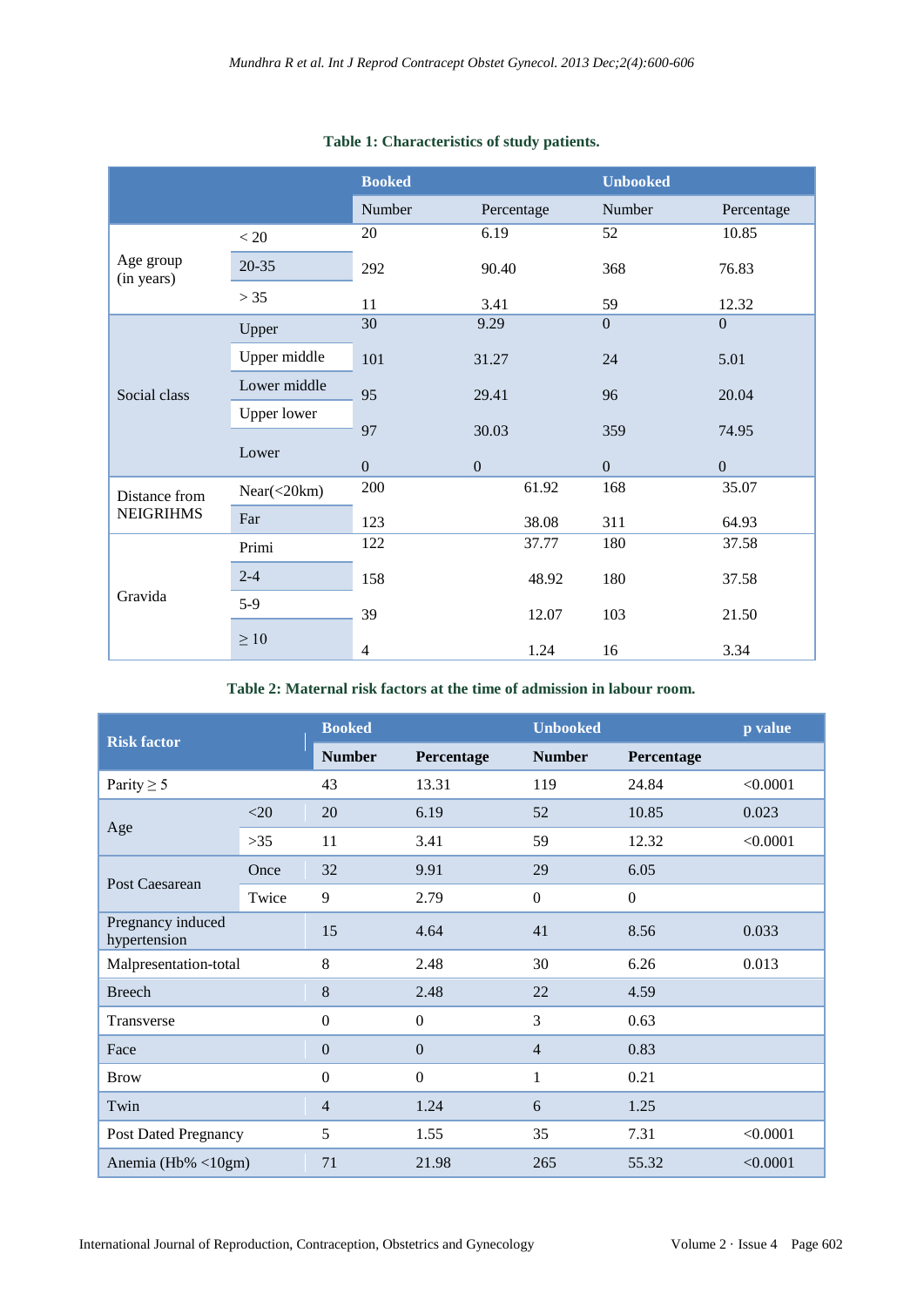**Table 1: Characteristics of study patients.**

| | | Booked | | Unbooked | |
|---|---|---|---|---|---|
| | | Number | Percentage | Number | Percentage |
| Age group (in years) | < 20 | 20 | 6.19 | 52 | 10.85 |
| | 20-35 | 292 | 90.40 | 368 | 76.83 |
| | > 35 | 11 | 3.41 | 59 | 12.32 |
| Social class | Upper | 30 | 9.29 | 0 | 0 |
| | Upper middle | 101 | 31.27 | 24 | 5.01 |
| | Lower middle | 95 | 29.41 | 96 | 20.04 |
| | Upper lower | 97 | 30.03 | 359 | 74.95 |
| | Lower | 0 | 0 | 0 | 0 |
| Distance from NEIGRIHMS | Near(<20km) | 200 | 61.92 | 168 | 35.07 |
| | Far | 123 | 38.08 | 311 | 64.93 |
| Gravida | Primi | 122 | 37.77 | 180 | 37.58 |
| | 2-4 | 158 | 48.92 | 180 | 37.58 |
| | 5-9 | 39 | 12.07 | 103 | 21.50 |
| | ≥ 10 | 4 | 1.24 | 16 | 3.34 |

**Table 2: Maternal risk factors at the time of admission in labour room.**

| Risk factor | | Booked | | Unbooked | | p value |
|---|---|---|---|---|---|---|
| | | **Number** | **Percentage** | **Number** | **Percentage** | |
| Parity ≥ 5 | | 43 | 13.31 | 119 | 24.84 | <0.0001 |
| Age | <20 | 20 | 6.19 | 52 | 10.85 | 0.023 |
| | >35 | 11 | 3.41 | 59 | 12.32 | <0.0001 |
| Post Caesarean | Once | 32 | 9.91 | 29 | 6.05 | |
| | Twice | 9 | 2.79 | 0 | 0 | |
| Pregnancy induced hypertension | | 15 | 4.64 | 41 | 8.56 | 0.033 |
| Malpresentation-total | | 8 | 2.48 | 30 | 6.26 | 0.013 |
| Breech | | 8 | 2.48 | 22 | 4.59 | |
| Transverse | | 0 | 0 | 3 | 0.63 | |
| Face | | 0 | 0 | 4 | 0.83 | |
| Brow | | 0 | 0 | 1 | 0.21 | |
| Twin | | 4 | 1.24 | 6 | 1.25 | |
| Post Dated Pregnancy | | 5 | 1.55 | 35 | 7.31 | <0.0001 |
| Anemia (Hb% <10gm) | | 71 | 21.98 | 265 | 55.32 | <0.0001 |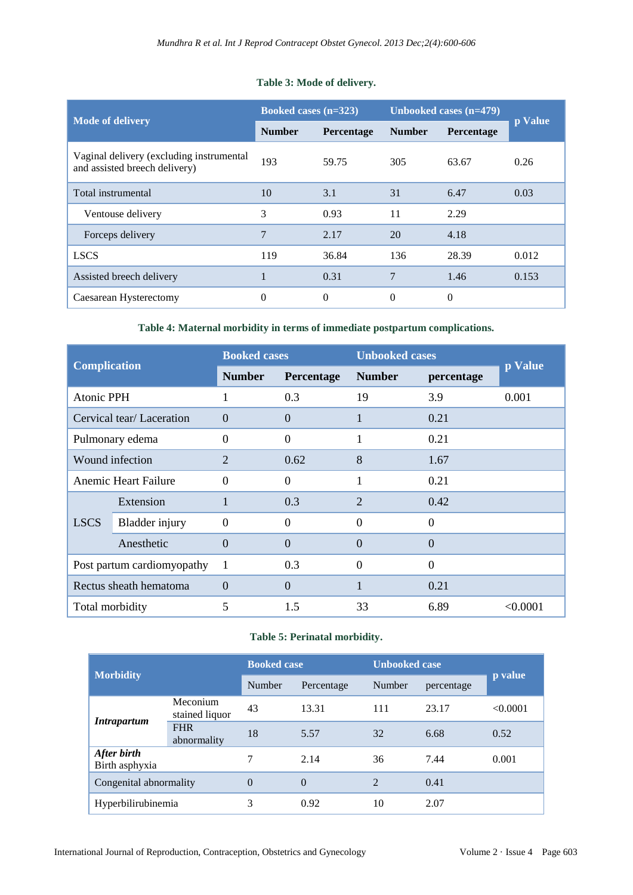**Table 3: Mode of delivery.**

| Mode of delivery | Booked cases (n=323) | | Unbooked cases (n=479) | | p Value |
|---|---|---|---|---|---|
| | Number | Percentage | Number | Percentage | |
| Vaginal delivery (excluding instrumental and assisted breech delivery) | 193 | 59.75 | 305 | 63.67 | 0.26 |
| Total instrumental | 10 | 3.1 | 31 | 6.47 | 0.03 |
| Ventouse delivery | 3 | 0.93 | 11 | 2.29 | |
| Forceps delivery | 7 | 2.17 | 20 | 4.18 | |
| LSCS | 119 | 36.84 | 136 | 28.39 | 0.012 |
| Assisted breech delivery | 1 | 0.31 | 7 | 1.46 | 0.153 |
| Caesarean Hysterectomy | 0 | 0 | 0 | 0 | |

**Table 4: Maternal morbidity in terms of immediate postpartum complications.**

| Complication | | Booked cases | | Unbooked cases | | p Value |
|---|---|---|---|---|---|---|
| | | Number | Percentage | Number | percentage | |
| Atonic PPH | | 1 | 0.3 | 19 | 3.9 | 0.001 |
| Cervical tear/ Laceration | | 0 | 0 | 1 | 0.21 | |
| Pulmonary edema | | 0 | 0 | 1 | 0.21 | |
| Wound infection | | 2 | 0.62 | 8 | 1.67 | |
| Anemic Heart Failure | | 0 | 0 | 1 | 0.21 | |
| LSCS | Extension | 1 | 0.3 | 2 | 0.42 | |
| | Bladder injury | 0 | 0 | 0 | 0 | |
| | Anesthetic | 0 | 0 | 0 | 0 | |
| Post partum cardiomyopathy | | 1 | 0.3 | 0 | 0 | |
| Rectus sheath hematoma | | 0 | 0 | 1 | 0.21 | |
| Total morbidity | | 5 | 1.5 | 33 | 6.89 | <0.0001 |

**Table 5: Perinatal morbidity.**

| Morbidity | | Booked case | | Unbooked case | | p value |
|---|---|---|---|---|---|---|
| | | Number | Percentage | Number | percentage | |
| *Intrapartum* | Meconium stained liquor | 43 | 13.31 | 111 | 23.17 | <0.0001 |
| | FHR abnormality | 18 | 5.57 | 32 | 6.68 | 0.52 |
| *After birth* Birth asphyxia | | 7 | 2.14 | 36 | 7.44 | 0.001 |
| Congenital abnormality | | 0 | 0 | 2 | 0.41 | |
| Hyperbilirubinemia | | 3 | 0.92 | 10 | 2.07 | |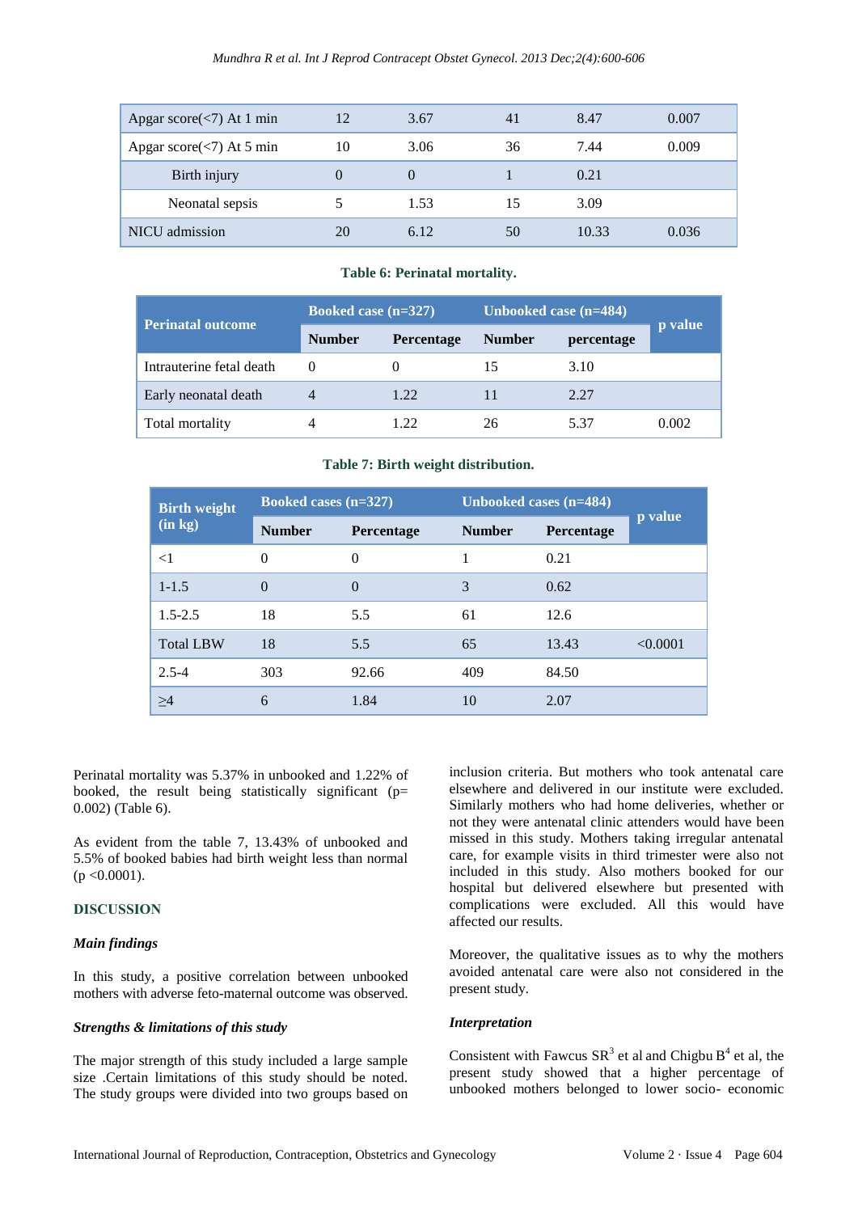| Apgar score(<7) At 1 min | 12 | 3.67 | 41 | 8.47 | 0.007 |
|---|---|---|---|---|---|
| Apgar score(<7) At 5 min | 10 | 3.06 | 36 | 7.44 | 0.009 |
| Birth injury | 0 | 0 | 1 | 0.21 | |
| Neonatal sepsis | 5 | 1.53 | 15 | 3.09 | |
| NICU admission | 20 | 6.12 | 50 | 10.33 | 0.036 |

**Table 6: Perinatal mortality.**

| Perinatal outcome | Booked case (n=327) | | Unbooked case (n=484) | | p value |
|---|---|---|---|---|---|
| | Number | Percentage | Number | percentage | |
| Intrauterine fetal death | 0 | 0 | 15 | 3.10 | |
| Early neonatal death | 4 | 1.22 | 11 | 2.27 | |
| Total mortality | 4 | 1.22 | 26 | 5.37 | 0.002 |

**Table 7: Birth weight distribution.**

| Birth weight (in kg) | Booked cases (n=327) | | Unbooked cases (n=484) | | p value |
|---|---|---|---|---|---|
| | Number | Percentage | Number | Percentage | |
| <1 | 0 | 0 | 1 | 0.21 | |
| 1-1.5 | 0 | 0 | 3 | 0.62 | |
| 1.5-2.5 | 18 | 5.5 | 61 | 12.6 | |
| Total LBW | 18 | 5.5 | 65 | 13.43 | <0.0001 |
| 2.5-4 | 303 | 92.66 | 409 | 84.50 | |
| ≥4 | 6 | 1.84 | 10 | 2.07 | |

Perinatal mortality was 5.37% in unbooked and 1.22% of booked, the result being statistically significant (p= 0.002) (Table 6).

As evident from the table 7, 13.43% of unbooked and 5.5% of booked babies had birth weight less than normal (p <0.0001).

## DISCUSSION

### *Main findings*

In this study, a positive correlation between unbooked mothers with adverse feto-maternal outcome was observed.

### *Strengths & limitations of this study*

The major strength of this study included a large sample size .Certain limitations of this study should be noted. The study groups were divided into two groups based on inclusion criteria. But mothers who took antenatal care elsewhere and delivered in our institute were excluded. Similarly mothers who had home deliveries, whether or not they were antenatal clinic attenders would have been missed in this study. Mothers taking irregular antenatal care, for example visits in third trimester were also not included in this study. Also mothers booked for our hospital but delivered elsewhere but presented with complications were excluded. All this would have affected our results.

Moreover, the qualitative issues as to why the mothers avoided antenatal care were also not considered in the present study.

### *Interpretation*

Consistent with Fawcus SR[3] et al and Chigbu B[4] et al, the present study showed that a higher percentage of unbooked mothers belonged to lower socio- economic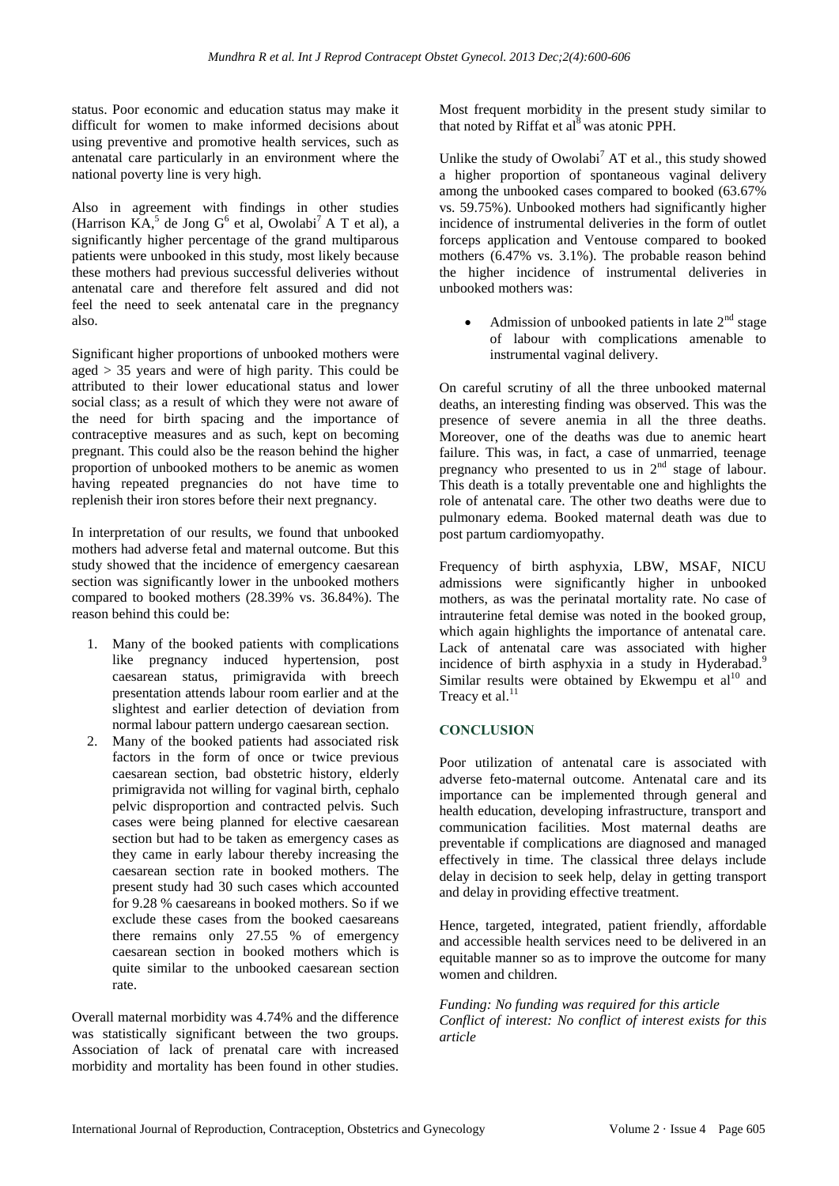status. Poor economic and education status may make it difficult for women to make informed decisions about using preventive and promotive health services, such as antenatal care particularly in an environment where the national poverty line is very high.

Also in agreement with findings in other studies (Harrison KA,[5] de Jong G[6] et al, Owolabi[7] A T et al), a significantly higher percentage of the grand multiparous patients were unbooked in this study, most likely because these mothers had previous successful deliveries without antenatal care and therefore felt assured and did not feel the need to seek antenatal care in the pregnancy also.

Significant higher proportions of unbooked mothers were aged > 35 years and were of high parity. This could be attributed to their lower educational status and lower social class; as a result of which they were not aware of the need for birth spacing and the importance of contraceptive measures and as such, kept on becoming pregnant. This could also be the reason behind the higher proportion of unbooked mothers to be anemic as women having repeated pregnancies do not have time to replenish their iron stores before their next pregnancy.

In interpretation of our results, we found that unbooked mothers had adverse fetal and maternal outcome. But this study showed that the incidence of emergency caesarean section was significantly lower in the unbooked mothers compared to booked mothers (28.39% vs. 36.84%). The reason behind this could be:

1. Many of the booked patients with complications like pregnancy induced hypertension, post caesarean status, primigravida with breech presentation attends labour room earlier and at the slightest and earlier detection of deviation from normal labour pattern undergo caesarean section.
2. Many of the booked patients had associated risk factors in the form of once or twice previous caesarean section, bad obstetric history, elderly primigravida not willing for vaginal birth, cephalo pelvic disproportion and contracted pelvis. Such cases were being planned for elective caesarean section but had to be taken as emergency cases as they came in early labour thereby increasing the caesarean section rate in booked mothers. The present study had 30 such cases which accounted for 9.28 % caesareans in booked mothers. So if we exclude these cases from the booked caesareans there remains only 27.55 % of emergency caesarean section in booked mothers which is quite similar to the unbooked caesarean section rate.

Overall maternal morbidity was 4.74% and the difference was statistically significant between the two groups. Association of lack of prenatal care with increased morbidity and mortality has been found in other studies. Most frequent morbidity in the present study similar to that noted by Riffat et al[8] was atonic PPH.

Unlike the study of Owolabi[7] AT et al., this study showed a higher proportion of spontaneous vaginal delivery among the unbooked cases compared to booked (63.67% vs. 59.75%). Unbooked mothers had significantly higher incidence of instrumental deliveries in the form of outlet forceps application and Ventouse compared to booked mothers (6.47% vs. 3.1%). The probable reason behind the higher incidence of instrumental deliveries in unbooked mothers was:

- Admission of unbooked patients in late 2nd stage of labour with complications amenable to instrumental vaginal delivery.

On careful scrutiny of all the three unbooked maternal deaths, an interesting finding was observed. This was the presence of severe anemia in all the three deaths. Moreover, one of the deaths was due to anemic heart failure. This was, in fact, a case of unmarried, teenage pregnancy who presented to us in 2nd stage of labour. This death is a totally preventable one and highlights the role of antenatal care. The other two deaths were due to pulmonary edema. Booked maternal death was due to post partum cardiomyopathy.

Frequency of birth asphyxia, LBW, MSAF, NICU admissions were significantly higher in unbooked mothers, as was the perinatal mortality rate. No case of intrauterine fetal demise was noted in the booked group, which again highlights the importance of antenatal care. Lack of antenatal care was associated with higher incidence of birth asphyxia in a study in Hyderabad.[9] Similar results were obtained by Ekwempu et al[10] and Treacy et al.[11]

## CONCLUSION

Poor utilization of antenatal care is associated with adverse feto-maternal outcome. Antenatal care and its importance can be implemented through general and health education, developing infrastructure, transport and communication facilities. Most maternal deaths are preventable if complications are diagnosed and managed effectively in time. The classical three delays include delay in decision to seek help, delay in getting transport and delay in providing effective treatment.

Hence, targeted, integrated, patient friendly, affordable and accessible health services need to be delivered in an equitable manner so as to improve the outcome for many women and children.

*Funding: No funding was required for this article*
*Conflict of interest: No conflict of interest exists for this article*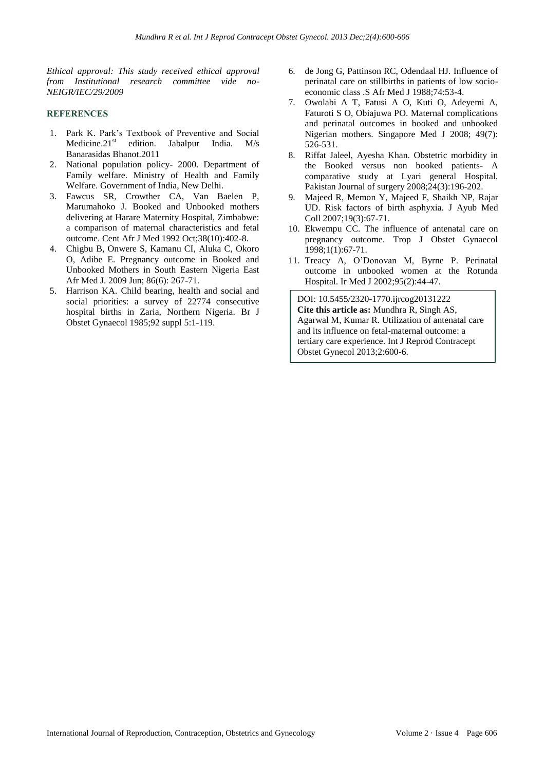*Ethical approval: This study received ethical approval from Institutional research committee vide no-NEIGR/IEC/29/2009*

## REFERENCES

1. Park K. Park's Textbook of Preventive and Social Medicine.21st edition. Jabalpur India. M/s Banarasidas Bhanot.2011
2. National population policy- 2000. Department of Family welfare. Ministry of Health and Family Welfare. Government of India, New Delhi.
3. Fawcus SR, Crowther CA, Van Baelen P, Marumahoko J. Booked and Unbooked mothers delivering at Harare Maternity Hospital, Zimbabwe: a comparison of maternal characteristics and fetal outcome. Cent Afr J Med 1992 Oct;38(10):402-8.
4. Chigbu B, Onwere S, Kamanu CI, Aluka C, Okoro O, Adibe E. Pregnancy outcome in Booked and Unbooked Mothers in South Eastern Nigeria East Afr Med J. 2009 Jun; 86(6): 267-71.
5. Harrison KA. Child bearing, health and social and social priorities: a survey of 22774 consecutive hospital births in Zaria, Northern Nigeria. Br J Obstet Gynaecol 1985;92 suppl 5:1-119.
6. de Jong G, Pattinson RC, Odendaal HJ. Influence of perinatal care on stillbirths in patients of low socio-economic class .S Afr Med J 1988;74:53-4.
7. Owolabi A T, Fatusi A O, Kuti O, Adeyemi A, Faturoti S O, Obiajuwa PO. Maternal complications and perinatal outcomes in booked and unbooked Nigerian mothers. Singapore Med J 2008; 49(7): 526-531.
8. Riffat Jaleel, Ayesha Khan. Obstetric morbidity in the Booked versus non booked patients- A comparative study at Lyari general Hospital. Pakistan Journal of surgery 2008;24(3):196-202.
9. Majeed R, Memon Y, Majeed F, Shaikh NP, Rajar UD. Risk factors of birth asphyxia. J Ayub Med Coll 2007;19(3):67-71.
10. Ekwempu CC. The influence of antenatal care on pregnancy outcome. Trop J Obstet Gynaecol 1998;1(1):67-71.
11. Treacy A, O'Donovan M, Byrne P. Perinatal outcome in unbooked women at the Rotunda Hospital. Ir Med J 2002;95(2):44-47.

DOI: 10.5455/2320-1770.ijrcog20131222
**Cite this article as:** Mundhra R, Singh AS, Agarwal M, Kumar R. Utilization of antenatal care and its influence on fetal-maternal outcome: a tertiary care experience. Int J Reprod Contracept Obstet Gynecol 2013;2:600-6.